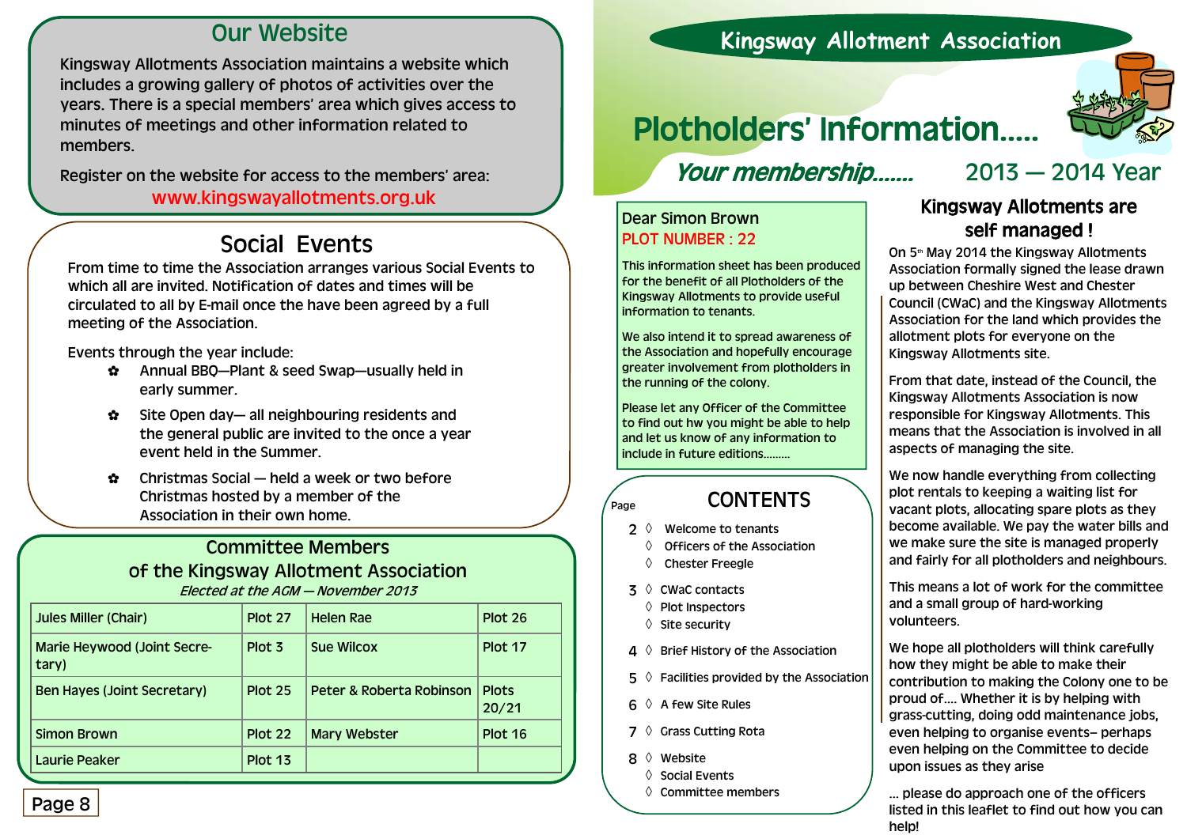## Our Website

Kingsway Allotments Association maintains a website which includes a growing gallery of photos of activities over the years. There is a special members' area which gives access to minutes of meetings and other information related to members.

Register on the website for access to the members' area:
www.kingswayallotments.org.uk

## Social Events

From time to time the Association arranges various Social Events to which all are invited. Notification of dates and times will be circulated to all by E-mail once the have been agreed by a full meeting of the Association.

Events through the year include:

- Annual BBQ—Plant & seed Swap—usually held in early summer.
- Site Open day— all neighbouring residents and the general public are invited to the once a year event held in the Summer.
- Christmas Social — held a week or two before Christmas hosted by a member of the Association in their own home.

## Committee Members of the Kingsway Allotment Association

*Elected at the AGM — November 2013*

| | | | |
|---|---|---|---|
| Jules Miller (Chair) | Plot 27 | Helen Rae | Plot 26 |
| Marie Heywood (Joint Secretary) | Plot 3 | Sue Wilcox | Plot 17 |
| Ben Hayes (Joint Secretary) | Plot 25 | Peter & Roberta Robinson | Plots 20/21 |
| Simon Brown | Plot 22 | Mary Webster | Plot 16 |
| Laurie Peaker | Plot 13 | | |

# Kingsway Allotment Association

# Plotholders' Information.....

## *Your membership.......* 2013 — 2014 Year

Dear Simon Brown
PLOT NUMBER : 22

This information sheet has been produced for the benefit of all Plotholders of the Kingsway Allotments to provide useful information to tenants.

We also intend it to spread awareness of the Association and hopefully encourage greater involvement from plotholders in the running of the colony.

Please let any Officer of the Committee to find out hw you might be able to help and let us know of any information to include in future editions.........

## CONTENTS

Page

- 2
  - Welcome to tenants
  - Officers of the Association
  - Chester Freegle
- 3
  - CWaC contacts
  - Plot Inspectors
  - Site security
- 4
  - Brief History of the Association
- 5
  - Facilities provided by the Association
- 6
  - A few Site Rules
- 7
  - Grass Cutting Rota
- 8
  - Website
  - Social Events
  - Committee members

## Kingsway Allotments are self managed !

On 5th May 2014 the Kingsway Allotments Association formally signed the lease drawn up between Cheshire West and Chester Council (CWaC) and the Kingsway Allotments Association for the land which provides the allotment plots for everyone on the Kingsway Allotments site.

From that date, instead of the Council, the Kingsway Allotments Association is now responsible for Kingsway Allotments. This means that the Association is involved in all aspects of managing the site.

We now handle everything from collecting plot rentals to keeping a waiting list for vacant plots, allocating spare plots as they become available. We pay the water bills and we make sure the site is managed properly and fairly for all plotholders and neighbours.

This means a lot of work for the committee and a small group of hard-working volunteers.

We hope all plotholders will think carefully how they might be able to make their contribution to making the Colony one to be proud of.... Whether it is by helping with grass-cutting, doing odd maintenance jobs, even helping to organise events– perhaps even helping on the Committee to decide upon issues as they arise

... please do approach one of the officers listed in this leaflet to find out how you can help!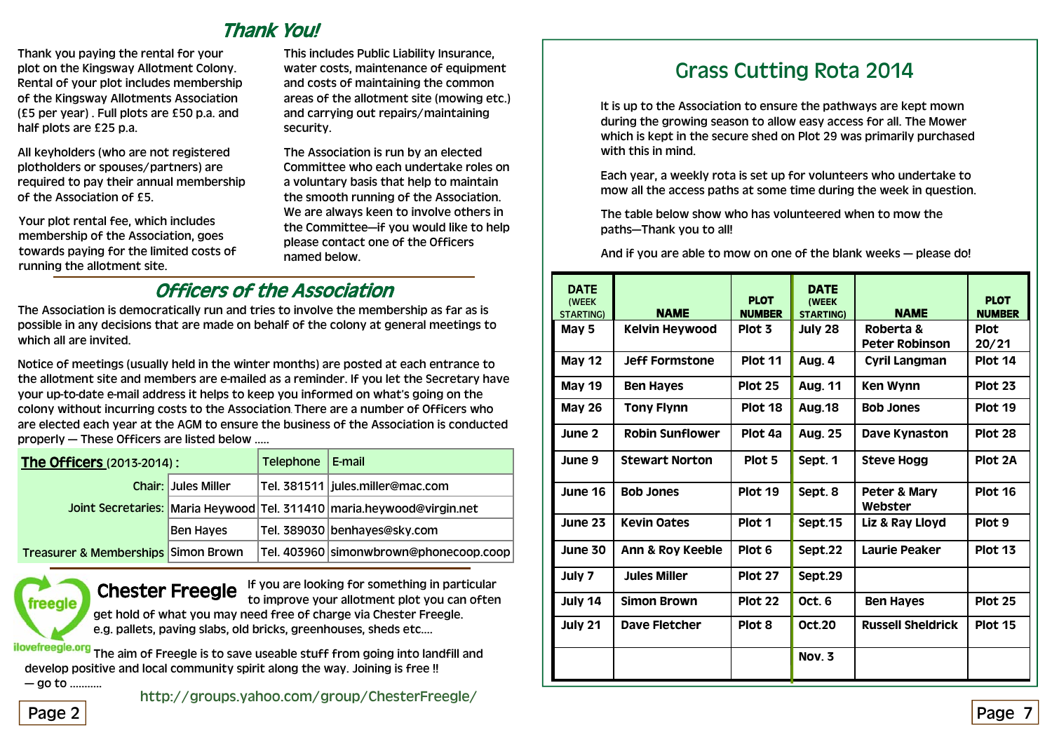## Thank You!

Thank you paying the rental for your plot on the Kingsway Allotment Colony. Rental of your plot includes membership of the Kingsway Allotments Association (£5 per year) . Full plots are £50 p.a. and half plots are £25 p.a.

All keyholders (who are not registered plotholders or spouses/partners) are required to pay their annual membership of the Association of £5.

Your plot rental fee, which includes membership of the Association, goes towards paying for the limited costs of running the allotment site.

This includes Public Liability Insurance, water costs, maintenance of equipment and costs of maintaining the common areas of the allotment site (mowing etc.) and carrying out repairs/maintaining security.

The Association is run by an elected Committee who each undertake roles on a voluntary basis that help to maintain the smooth running of the Association. We are always keen to involve others in the Committee—if you would like to help please contact one of the Officers named below.

## Officers of the Association

The Association is democratically run and tries to involve the membership as far as is possible in any decisions that are made on behalf of the colony at general meetings to which all are invited.

Notice of meetings (usually held in the winter months) are posted at each entrance to the allotment site and members are e-mailed as a reminder. If you let the Secretary have your up-to-date e-mail address it helps to keep you informed on what's going on the colony without incurring costs to the Association. There are a number of Officers who are elected each year at the AGM to ensure the business of the Association is conducted properly — These Officers are listed below .....

| **The Officers** (2013-2014) : | | Telephone | E-mail |
|---|---|---|---|
| Chair: | Jules Miller | Tel. 381511 | jules.miller@mac.com |
| Joint Secretaries: | Maria Heywood | Tel. 311410 | maria.heywood@virgin.net |
| | Ben Hayes | Tel. 389030 | benhayes@sky.com |
| Treasurer & Memberships | Simon Brown | Tel. 403960 | simonwbrown@phonecoop.coop |

## Chester Freegle

freegle
ilovefreegle.org

If you are looking for something in particular to improve your allotment plot you can often get hold of what you may need free of charge via Chester Freegle. e.g. pallets, paving slabs, old bricks, greenhouses, sheds etc....

The aim of Freegle is to save useable stuff from going into landfill and develop positive and local community spirit along the way. Joining is free !!
— go to ...........

http://groups.yahoo.com/group/ChesterFreegle/

## Grass Cutting Rota 2014

It is up to the Association to ensure the pathways are kept mown during the growing season to allow easy access for all. The Mower which is kept in the secure shed on Plot 29 was primarily purchased with this in mind.

Each year, a weekly rota is set up for volunteers who undertake to mow all the access paths at some time during the week in question.

The table below show who has volunteered when to mow the paths—Thank you to all!

And if you are able to mow on one of the blank weeks — please do!

| DATE (WEEK STARTING) | NAME | PLOT NUMBER | DATE (WEEK STARTING) | NAME | PLOT NUMBER |
|---|---|---|---|---|---|
| May 5 | Kelvin Heywood | Plot 3 | July 28 | Roberta & Peter Robinson | Plot 20/21 |
| May 12 | Jeff Formstone | Plot 11 | Aug. 4 | Cyril Langman | Plot 14 |
| May 19 | Ben Hayes | Plot 25 | Aug. 11 | Ken Wynn | Plot 23 |
| May 26 | Tony Flynn | Plot 18 | Aug.18 | Bob Jones | Plot 19 |
| June 2 | Robin Sunflower | Plot 4a | Aug. 25 | Dave Kynaston | Plot 28 |
| June 9 | Stewart Norton | Plot 5 | Sept. 1 | Steve Hogg | Plot 2A |
| June 16 | Bob Jones | Plot 19 | Sept. 8 | Peter & Mary Webster | Plot 16 |
| June 23 | Kevin Oates | Plot 1 | Sept.15 | Liz & Ray Lloyd | Plot 9 |
| June 30 | Ann & Roy Keeble | Plot 6 | Sept.22 | Laurie Peaker | Plot 13 |
| July 7 | Jules Miller | Plot 27 | Sept.29 | | |
| July 14 | Simon Brown | Plot 22 | Oct. 6 | Ben Hayes | Plot 25 |
| July 21 | Dave Fletcher | Plot 8 | Oct.20 | Russell Sheldrick | Plot 15 |
| | | | Nov. 3 | | |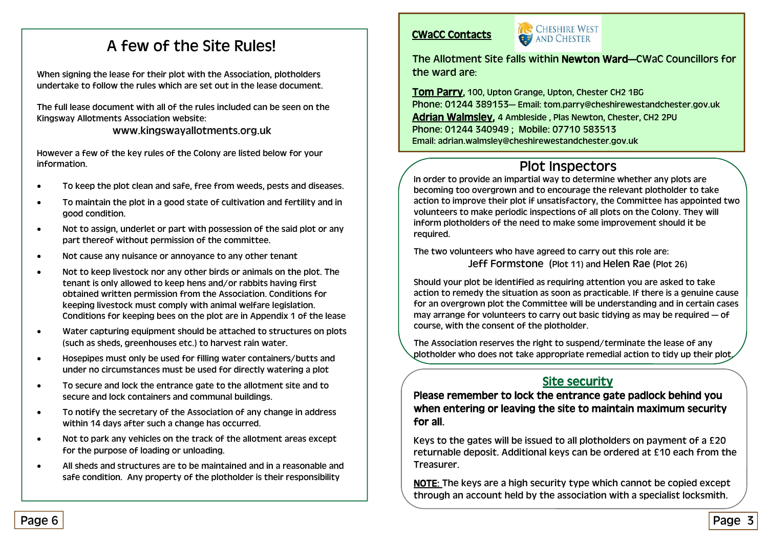# A few of the Site Rules!

When signing the lease for their plot with the Association, plotholders undertake to follow the rules which are set out in the lease document.

The full lease document with all of the rules included can be seen on the Kingsway Allotments Association website:

www.kingswayallotments.org.uk

However a few of the key rules of the Colony are listed below for your information.

- To keep the plot clean and safe, free from weeds, pests and diseases.
- To maintain the plot in a good state of cultivation and fertility and in good condition.
- Not to assign, underlet or part with possession of the said plot or any part thereof without permission of the committee.
- Not cause any nuisance or annoyance to any other tenant
- Not to keep livestock nor any other birds or animals on the plot. The tenant is only allowed to keep hens and/or rabbits having first obtained written permission from the Association. Conditions for keeping livestock must comply with animal welfare legislation. Conditions for keeping bees on the plot are in Appendix 1 of the lease
- Water capturing equipment should be attached to structures on plots (such as sheds, greenhouses etc.) to harvest rain water.
- Hosepipes must only be used for filling water containers/butts and under no circumstances must be used for directly watering a plot
- To secure and lock the entrance gate to the allotment site and to secure and lock containers and communal buildings.
- To notify the secretary of the Association of any change in address within 14 days after such a change has occurred.
- Not to park any vehicles on the track of the allotment areas except for the purpose of loading or unloading.
- All sheds and structures are to be maintained and in a reasonable and safe condition. Any property of the plotholder is their responsibility

## CWaCC Contacts

Cheshire West and Chester

The Allotment Site falls within **Newton Ward**—CWaC Councillors for the ward are:

**Tom Parry**, 100, Upton Grange, Upton, Chester CH2 1BG
Phone: 01244 389153— Email: tom.parry@cheshirewestandchester.gov.uk

**Adrian Walmsley**, 4 Ambleside , Plas Newton, Chester, CH2 2PU
Phone: 01244 340949 ; Mobile: 07710 583513
Email: adrian.walmsley@cheshirewestandchester.gov.uk

## Plot Inspectors

In order to provide an impartial way to determine whether any plots are becoming too overgrown and to encourage the relevant plotholder to take action to improve their plot if unsatisfactory, the Committee has appointed two volunteers to make periodic inspections of all plots on the Colony. They will inform plotholders of the need to make some improvement should it be required.

The two volunteers who have agreed to carry out this role are:

Jeff Formstone (Plot 11) and Helen Rae (Plot 26)

Should your plot be identified as requiring attention you are asked to take action to remedy the situation as soon as practicable. If there is a genuine cause for an overgrown plot the Committee will be understanding and in certain cases may arrange for volunteers to carry out basic tidying as may be required — of course, with the consent of the plotholder.

The Association reserves the right to suspend/terminate the lease of any plotholder who does not take appropriate remedial action to tidy up their plot.

## Site security

**Please remember to lock the entrance gate padlock behind you when entering or leaving the site to maintain maximum security for all.**

Keys to the gates will be issued to all plotholders on payment of a £20 returnable deposit. Additional keys can be ordered at £10 each from the Treasurer.

**NOTE:** The keys are a high security type which cannot be copied except through an account held by the association with a specialist locksmith.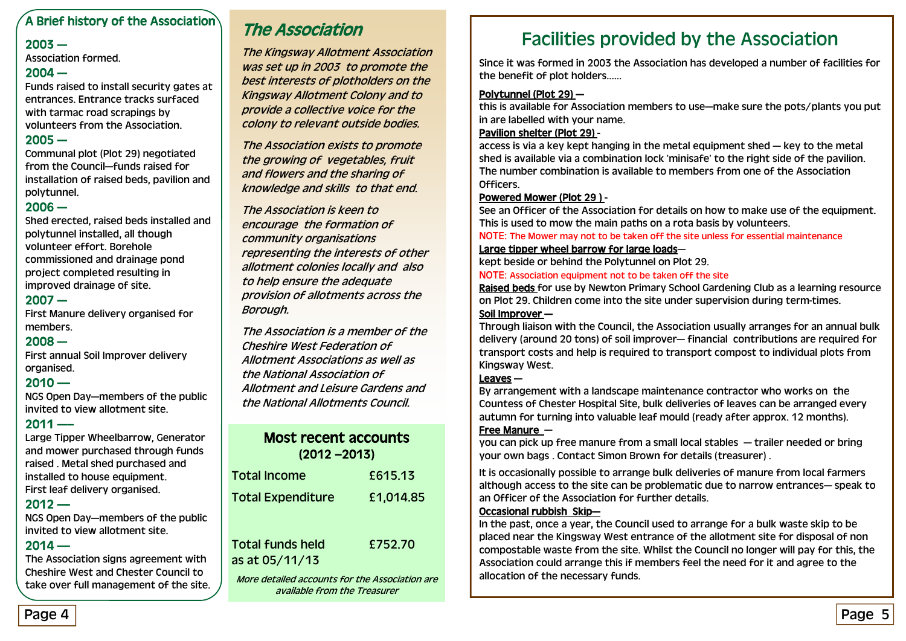## A Brief history of the Association

**2003 —**
Association formed.

**2004 —**
Funds raised to install security gates at entrances. Entrance tracks surfaced with tarmac road scrapings by volunteers from the Association.

**2005 —**
Communal plot (Plot 29) negotiated from the Council—funds raised for installation of raised beds, pavilion and polytunnel.

**2006 —**
Shed erected, raised beds installed and polytunnel installed, all though volunteer effort. Borehole commissioned and drainage pond project completed resulting in improved drainage of site.

**2007 —**
First Manure delivery organised for members.

**2008 —**
First annual Soil Improver delivery organised.

**2010 —**
NGS Open Day—members of the public invited to view allotment site.

**2011 —**
Large Tipper Wheelbarrow, Generator and mower purchased through funds raised . Metal shed purchased and installed to house equipment.
First leaf delivery organised.

**2012 —**
NGS Open Day—members of the public invited to view allotment site.

**2014 —**
The Association signs agreement with Cheshire West and Chester Council to take over full management of the site.

## The Association

*The Kingsway Allotment Association was set up in 2003 to promote the best interests of plotholders on the Kingsway Allotment Colony and to provide a collective voice for the colony to relevant outside bodies.*

*The Association exists to promote the growing of vegetables, fruit and flowers and the sharing of knowledge and skills to that end.*

*The Association is keen to encourage the formation of community organisations representing the interests of other allotment colonies locally and also to help ensure the adequate provision of allotments across the Borough.*

*The Association is a member of the Cheshire West Federation of Allotment Associations as well as the National Association of Allotment and Leisure Gardens and the National Allotments Council.*

### Most recent accounts (2012 –2013)

| | |
|---|---|
| Total Income | £615.13 |
| Total Expenditure | £1,014.85 |
| Total funds held as at 05/11/13 | £752.70 |

*More detailed accounts for the Association are available from the Treasurer*

## Facilities provided by the Association

Since it was formed in 2003 the Association has developed a number of facilities for the benefit of plot holders……

**Polytunnel (Plot 29)** —
this is available for Association members to use—make sure the pots/plants you put in are labelled with your name.

**Pavilion shelter (Plot 29)** -
access is via a key kept hanging in the metal equipment shed — key to the metal shed is available via a combination lock 'minisafe' to the right side of the pavilion. The number combination is available to members from one of the Association Officers.

**Powered Mower (Plot 29 )** -
See an Officer of the Association for details on how to make use of the equipment. This is used to mow the main paths on a rota basis by volunteers.
NOTE: The Mower may not to be taken off the site unless for essential maintenance

**Large tipper wheel barrow for large loads**—
kept beside or behind the Polytunnel on Plot 29.
NOTE: Association equipment not to be taken off the site

**Raised beds** for use by Newton Primary School Gardening Club as a learning resource on Plot 29. Children come into the site under supervision during term-times.

**Soil Improver** —
Through liaison with the Council, the Association usually arranges for an annual bulk delivery (around 20 tons) of soil improver— financial contributions are required for transport costs and help is required to transport compost to individual plots from Kingsway West.

**Leaves** —
By arrangement with a landscape maintenance contractor who works on the Countess of Chester Hospital Site, bulk deliveries of leaves can be arranged every autumn for turning into valuable leaf mould (ready after approx. 12 months).

**Free Manure** —
you can pick up free manure from a small local stables — trailer needed or bring your own bags . Contact Simon Brown for details (treasurer) .

It is occasionally possible to arrange bulk deliveries of manure from local farmers although access to the site can be problematic due to narrow entrances— speak to an Officer of the Association for further details.

**Occasional rubbish Skip—**
In the past, once a year, the Council used to arrange for a bulk waste skip to be placed near the Kingsway West entrance of the allotment site for disposal of non compostable waste from the site. Whilst the Council no longer will pay for this, the Association could arrange this if members feel the need for it and agree to the allocation of the necessary funds.